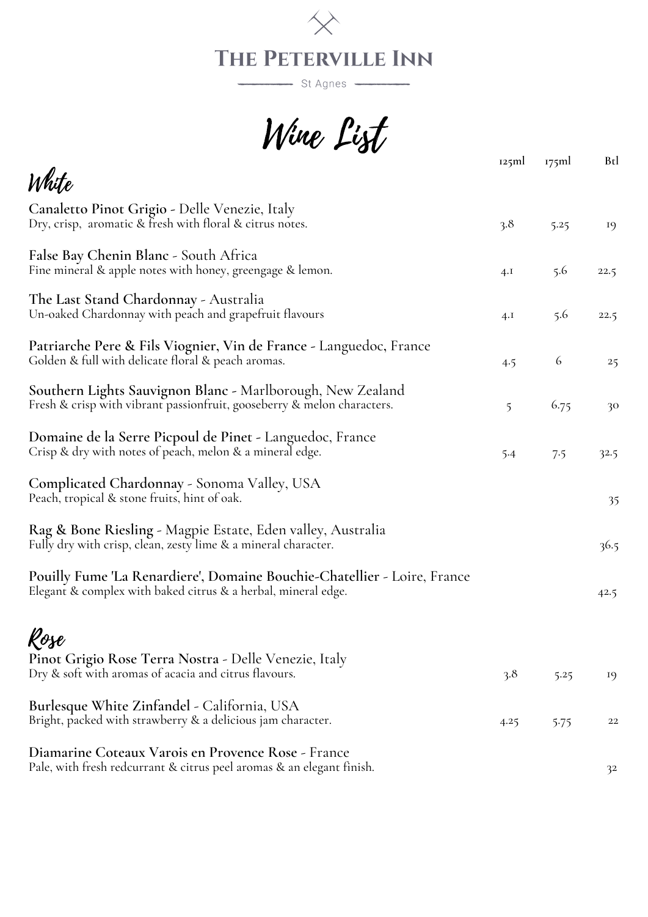# The Peterville Inn

St Agnes

# Wine List

## White

| | 125ml | 175ml | Btl |
|---|---|---|---|
| **Canaletto Pinot Grigio** - Delle Venezie, Italy<br>Dry, crisp, aromatic & fresh with floral & citrus notes. | 3.8 | 5.25 | 19 |
| **False Bay Chenin Blanc** - South Africa<br>Fine mineral & apple notes with honey, greengage & lemon. | 4.1 | 5.6 | 22.5 |
| **The Last Stand Chardonnay** - Australia<br>Un-oaked Chardonnay with peach and grapefruit flavours | 4.1 | 5.6 | 22.5 |
| **Patriarche Pere & Fils Viognier, Vin de France** - Languedoc, France<br>Golden & full with delicate floral & peach aromas. | 4.5 | 6 | 25 |
| **Southern Lights Sauvignon Blanc** - Marlborough, New Zealand<br>Fresh & crisp with vibrant passionfruit, gooseberry & melon characters. | 5 | 6.75 | 30 |
| **Domaine de la Serre Picpoul de Pinet** - Languedoc, France<br>Crisp & dry with notes of peach, melon & a mineral edge. | 5.4 | 7.5 | 32.5 |
| **Complicated Chardonnay** - Sonoma Valley, USA<br>Peach, tropical & stone fruits, hint of oak. | | | 35 |
| **Rag & Bone Riesling** - Magpie Estate, Eden valley, Australia<br>Fully dry with crisp, clean, zesty lime & a mineral character. | | | 36.5 |
| **Pouilly Fume 'La Renardiere', Domaine Bouchie-Chatellier** - Loire, France<br>Elegant & complex with baked citrus & a herbal, mineral edge. | | | 42.5 |

## Rose

| | 125ml | 175ml | Btl |
|---|---|---|---|
| **Pinot Grigio Rose Terra Nostra** - Delle Venezie, Italy<br>Dry & soft with aromas of acacia and citrus flavours. | 3.8 | 5.25 | 19 |
| **Burlesque White Zinfandel** - California, USA<br>Bright, packed with strawberry & a delicious jam character. | 4.25 | 5.75 | 22 |
| **Diamarine Coteaux Varois en Provence Rose** - France<br>Pale, with fresh redcurrant & citrus peel aromas & an elegant finish. | | | 32 |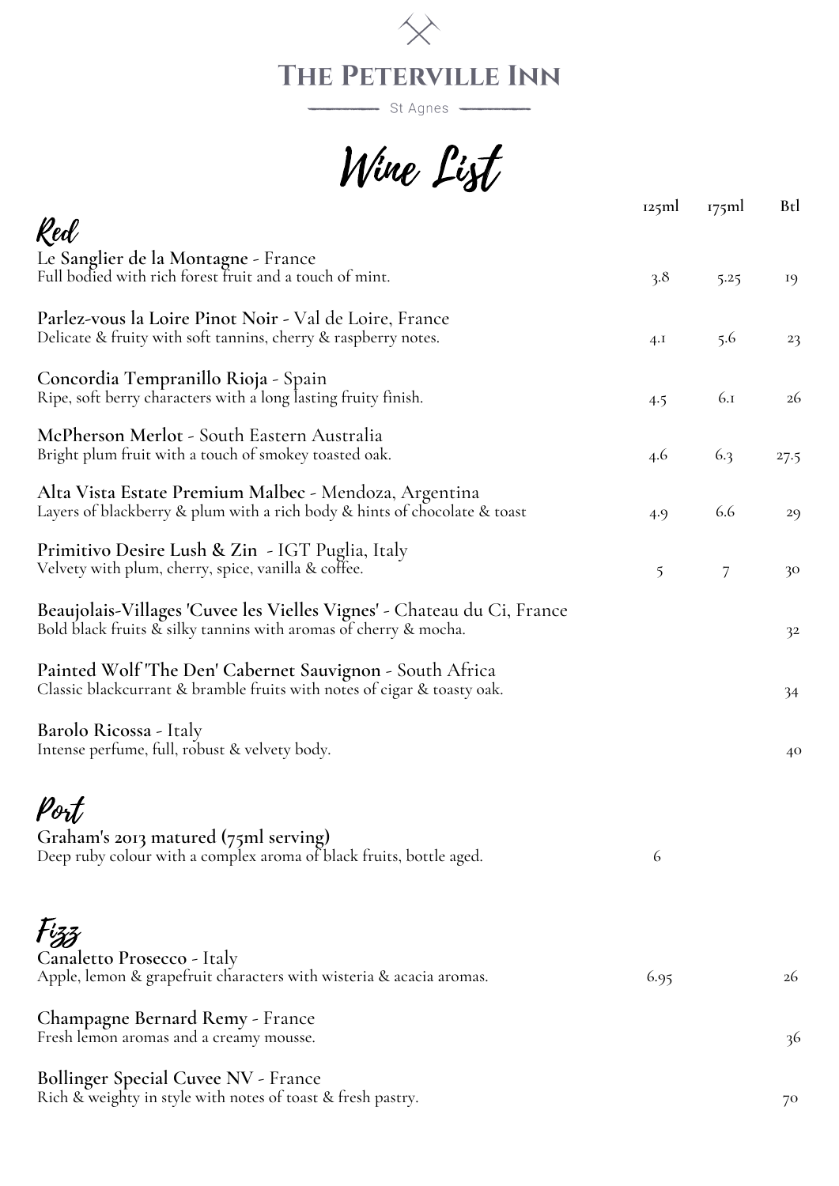# The Peterville Inn

St Agnes

# Wine List

## Red

| | 125ml | 175ml | Btl |
|---|---|---|---|
| **Le Sanglier de la Montagne** - France<br>Full bodied with rich forest fruit and a touch of mint. | 3.8 | 5.25 | 19 |
| **Parlez-vous la Loire Pinot Noir** - Val de Loire, France<br>Delicate & fruity with soft tannins, cherry & raspberry notes. | 4.1 | 5.6 | 23 |
| **Concordia Tempranillo Rioja** - Spain<br>Ripe, soft berry characters with a long lasting fruity finish. | 4.5 | 6.1 | 26 |
| **McPherson Merlot** - South Eastern Australia<br>Bright plum fruit with a touch of smokey toasted oak. | 4.6 | 6.3 | 27.5 |
| **Alta Vista Estate Premium Malbec** - Mendoza, Argentina<br>Layers of blackberry & plum with a rich body & hints of chocolate & toast | 4.9 | 6.6 | 29 |
| **Primitivo Desire Lush & Zin** - IGT Puglia, Italy<br>Velvety with plum, cherry, spice, vanilla & coffee. | 5 | 7 | 30 |
| **Beaujolais-Villages 'Cuvee les Vielles Vignes'** - Chateau du Ci, France<br>Bold black fruits & silky tannins with aromas of cherry & mocha. | | | 32 |
| **Painted Wolf 'The Den' Cabernet Sauvignon** - South Africa<br>Classic blackcurrant & bramble fruits with notes of cigar & toasty oak. | | | 34 |
| **Barolo Ricossa** - Italy<br>Intense perfume, full, robust & velvety body. | | | 40 |

## Port

| | 125ml | 175ml | Btl |
|---|---|---|---|
| **Graham's 2013 matured (75ml serving)**<br>Deep ruby colour with a complex aroma of black fruits, bottle aged. | 6 | | |

## Fizz

| | 125ml | 175ml | Btl |
|---|---|---|---|
| **Canaletto Prosecco** - Italy<br>Apple, lemon & grapefruit characters with wisteria & acacia aromas. | 6.95 | | 26 |
| **Champagne Bernard Remy** - France<br>Fresh lemon aromas and a creamy mousse. | | | 36 |
| **Bollinger Special Cuvee NV** - France<br>Rich & weighty in style with notes of toast & fresh pastry. | | | 70 |